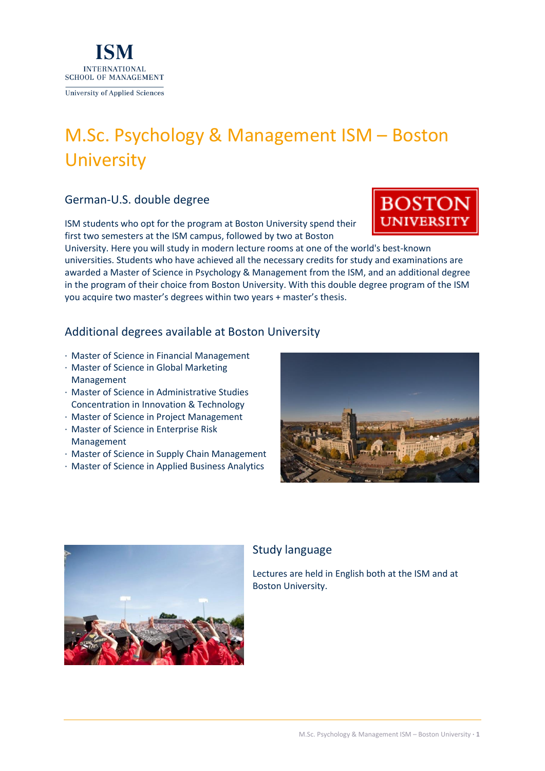ISM
INTERNATIONAL
SCHOOL OF MANAGEMENT
University of Applied Sciences

# M.Sc. Psychology & Management ISM – Boston University

## German-U.S. double degree

ISM students who opt for the program at Boston University spend their first two semesters at the ISM campus, followed by two at Boston University. Here you will study in modern lecture rooms at one of the world's best-known universities. Students who have achieved all the necessary credits for study and examinations are awarded a Master of Science in Psychology & Management from the ISM, and an additional degree in the program of their choice from Boston University. With this double degree program of the ISM you acquire two master's degrees within two years + master's thesis.

## Additional degrees available at Boston University

- Master of Science in Financial Management
- Master of Science in Global Marketing Management
- Master of Science in Administrative Studies Concentration in Innovation & Technology
- Master of Science in Project Management
- Master of Science in Enterprise Risk Management
- Master of Science in Supply Chain Management
- Master of Science in Applied Business Analytics

## Study language

Lectures are held in English both at the ISM and at Boston University.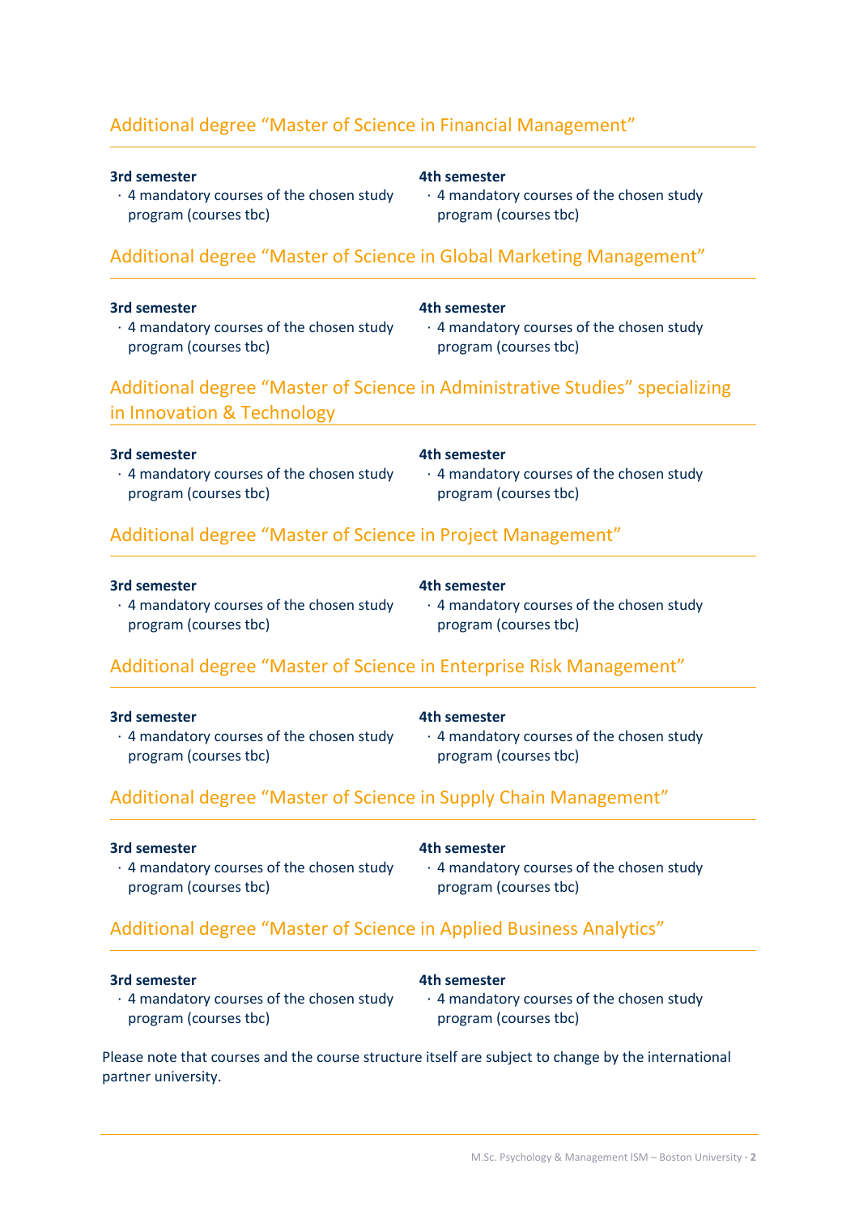## Additional degree “Master of Science in Financial Management”

**3rd semester**

- 4 mandatory courses of the chosen study program (courses tbc)

**4th semester**

- 4 mandatory courses of the chosen study program (courses tbc)

## Additional degree “Master of Science in Global Marketing Management”

**3rd semester**

- 4 mandatory courses of the chosen study program (courses tbc)

**4th semester**

- 4 mandatory courses of the chosen study program (courses tbc)

## Additional degree “Master of Science in Administrative Studies” specializing in Innovation & Technology

**3rd semester**

- 4 mandatory courses of the chosen study program (courses tbc)

**4th semester**

- 4 mandatory courses of the chosen study program (courses tbc)

## Additional degree “Master of Science in Project Management”

**3rd semester**

- 4 mandatory courses of the chosen study program (courses tbc)

**4th semester**

- 4 mandatory courses of the chosen study program (courses tbc)

## Additional degree “Master of Science in Enterprise Risk Management”

**3rd semester**

- 4 mandatory courses of the chosen study program (courses tbc)

**4th semester**

- 4 mandatory courses of the chosen study program (courses tbc)

## Additional degree “Master of Science in Supply Chain Management”

**3rd semester**

- 4 mandatory courses of the chosen study program (courses tbc)

**4th semester**

- 4 mandatory courses of the chosen study program (courses tbc)

## Additional degree “Master of Science in Applied Business Analytics”

**3rd semester**

- 4 mandatory courses of the chosen study program (courses tbc)

**4th semester**

- 4 mandatory courses of the chosen study program (courses tbc)

Please note that courses and the course structure itself are subject to change by the international partner university.